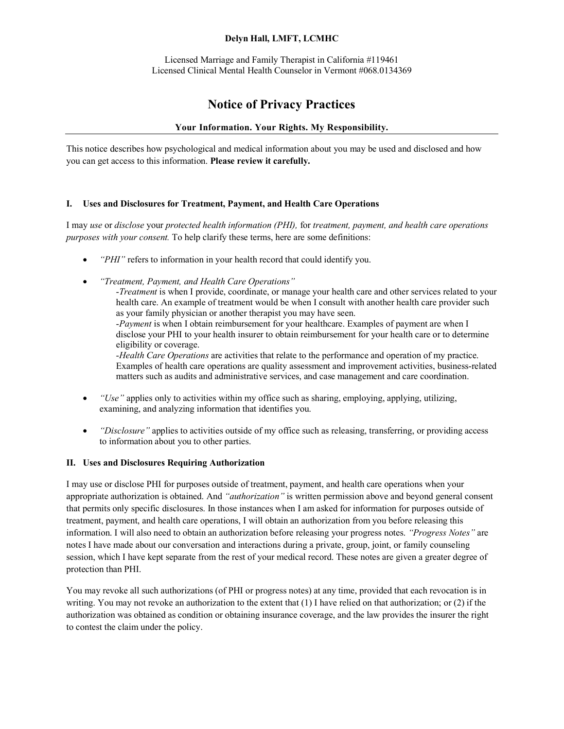**Delyn Hall, LMFT, LCMHC**

Licensed Marriage and Family Therapist in California #119461
Licensed Clinical Mental Health Counselor in Vermont #068.0134369

# Notice of Privacy Practices

**Your Information. Your Rights. My Responsibility.**

---

This notice describes how psychological and medical information about you may be used and disclosed and how you can get access to this information. **Please review it carefully.**

## I. Uses and Disclosures for Treatment, Payment, and Health Care Operations

I may *use* or *disclose* your *protected health information (PHI),* for *treatment, payment, and health care operations purposes with your consent.* To help clarify these terms, here are some definitions:

- *"PHI"* refers to information in your health record that could identify you.
- *"Treatment, Payment, and Health Care Operations"*
  -*Treatment* is when I provide, coordinate, or manage your health care and other services related to your health care. An example of treatment would be when I consult with another health care provider such as your family physician or another therapist you may have seen.
  -*Payment* is when I obtain reimbursement for your healthcare. Examples of payment are when I disclose your PHI to your health insurer to obtain reimbursement for your health care or to determine eligibility or coverage.
  -*Health Care Operations* are activities that relate to the performance and operation of my practice. Examples of health care operations are quality assessment and improvement activities, business-related matters such as audits and administrative services, and case management and care coordination.
- *"Use"* applies only to activities within my office such as sharing, employing, applying, utilizing, examining, and analyzing information that identifies you.
- *"Disclosure"* applies to activities outside of my office such as releasing, transferring, or providing access to information about you to other parties.

## II. Uses and Disclosures Requiring Authorization

I may use or disclose PHI for purposes outside of treatment, payment, and health care operations when your appropriate authorization is obtained. And *"authorization"* is written permission above and beyond general consent that permits only specific disclosures. In those instances when I am asked for information for purposes outside of treatment, payment, and health care operations, I will obtain an authorization from you before releasing this information. I will also need to obtain an authorization before releasing your progress notes. *"Progress Notes"* are notes I have made about our conversation and interactions during a private, group, joint, or family counseling session, which I have kept separate from the rest of your medical record. These notes are given a greater degree of protection than PHI.

You may revoke all such authorizations (of PHI or progress notes) at any time, provided that each revocation is in writing. You may not revoke an authorization to the extent that (1) I have relied on that authorization; or (2) if the authorization was obtained as condition or obtaining insurance coverage, and the law provides the insurer the right to contest the claim under the policy.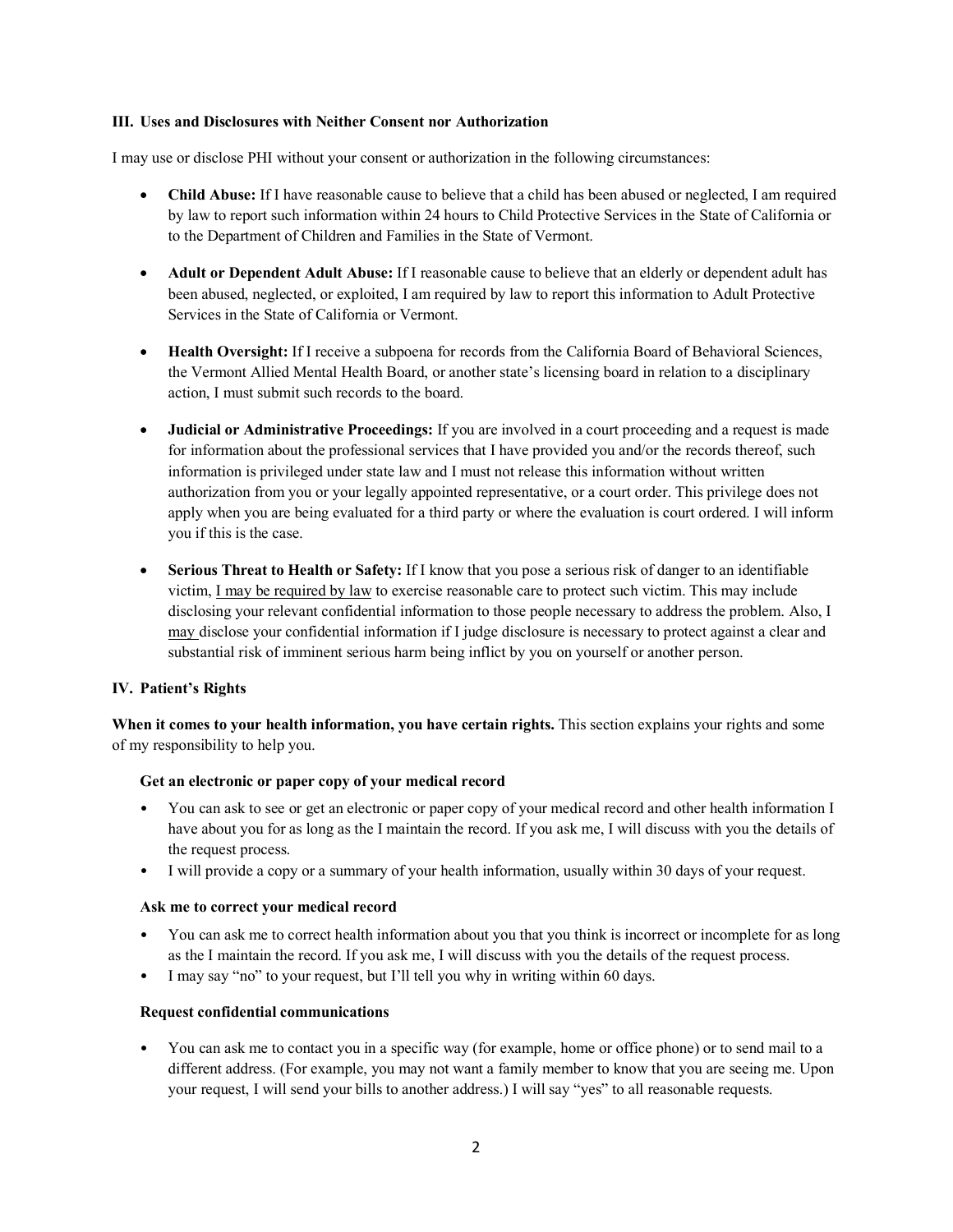### III. Uses and Disclosures with Neither Consent nor Authorization

I may use or disclose PHI without your consent or authorization in the following circumstances:

- **Child Abuse:** If I have reasonable cause to believe that a child has been abused or neglected, I am required by law to report such information within 24 hours to Child Protective Services in the State of California or to the Department of Children and Families in the State of Vermont.
- **Adult or Dependent Adult Abuse:** If I reasonable cause to believe that an elderly or dependent adult has been abused, neglected, or exploited, I am required by law to report this information to Adult Protective Services in the State of California or Vermont.
- **Health Oversight:** If I receive a subpoena for records from the California Board of Behavioral Sciences, the Vermont Allied Mental Health Board, or another state's licensing board in relation to a disciplinary action, I must submit such records to the board.
- **Judicial or Administrative Proceedings:** If you are involved in a court proceeding and a request is made for information about the professional services that I have provided you and/or the records thereof, such information is privileged under state law and I must not release this information without written authorization from you or your legally appointed representative, or a court order. This privilege does not apply when you are being evaluated for a third party or where the evaluation is court ordered. I will inform you if this is the case.
- **Serious Threat to Health or Safety:** If I know that you pose a serious risk of danger to an identifiable victim, <u>I may be required by law</u> to exercise reasonable care to protect such victim. This may include disclosing your relevant confidential information to those people necessary to address the problem. Also, I <u>may</u> disclose your confidential information if I judge disclosure is necessary to protect against a clear and substantial risk of imminent serious harm being inflict by you on yourself or another person.

### IV. Patient's Rights

**When it comes to your health information, you have certain rights.** This section explains your rights and some of my responsibility to help you.

#### Get an electronic or paper copy of your medical record

- You can ask to see or get an electronic or paper copy of your medical record and other health information I have about you for as long as the I maintain the record. If you ask me, I will discuss with you the details of the request process.
- I will provide a copy or a summary of your health information, usually within 30 days of your request.

#### Ask me to correct your medical record

- You can ask me to correct health information about you that you think is incorrect or incomplete for as long as the I maintain the record. If you ask me, I will discuss with you the details of the request process.
- I may say "no" to your request, but I'll tell you why in writing within 60 days.

#### Request confidential communications

- You can ask me to contact you in a specific way (for example, home or office phone) or to send mail to a different address. (For example, you may not want a family member to know that you are seeing me. Upon your request, I will send your bills to another address.) I will say "yes" to all reasonable requests.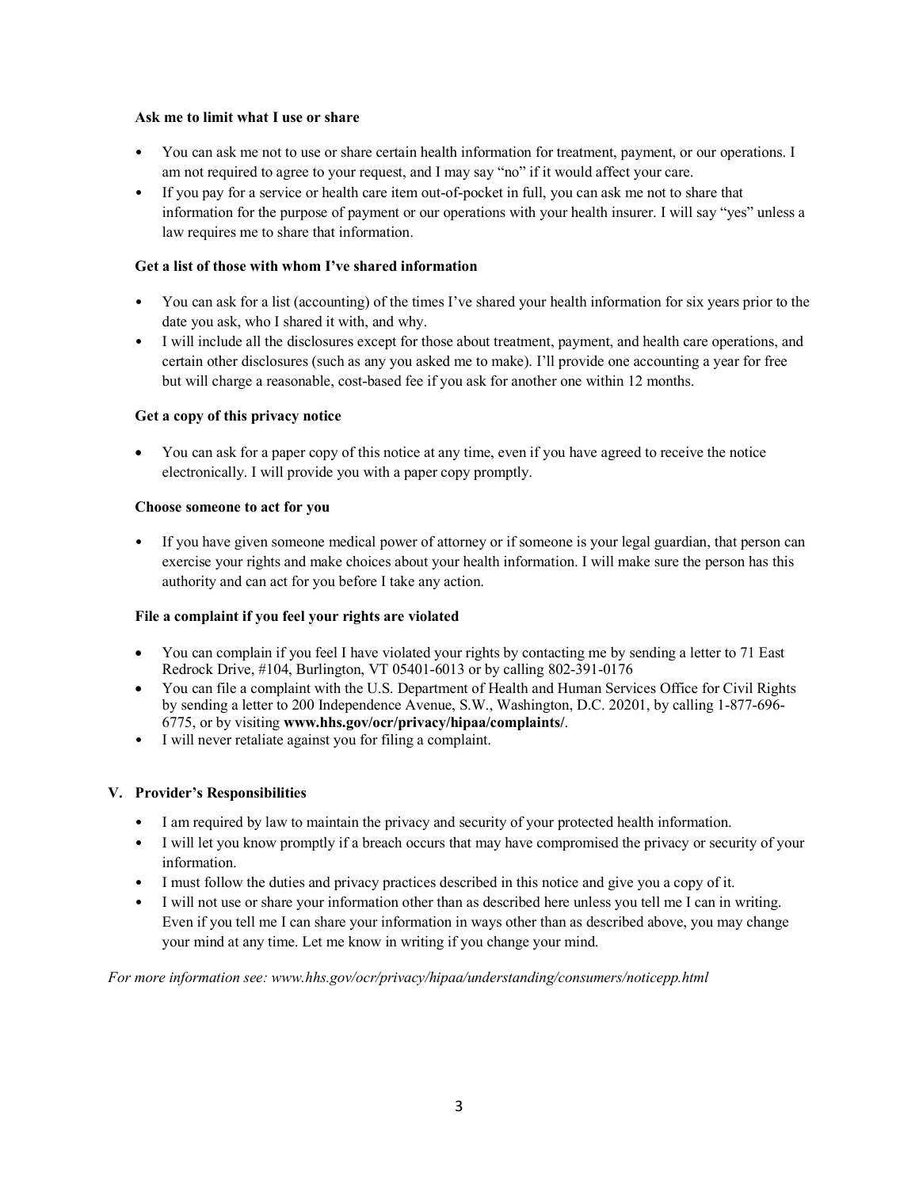**Ask me to limit what I use or share**

- You can ask me not to use or share certain health information for treatment, payment, or our operations. I am not required to agree to your request, and I may say "no" if it would affect your care.
- If you pay for a service or health care item out-of-pocket in full, you can ask me not to share that information for the purpose of payment or our operations with your health insurer. I will say "yes" unless a law requires me to share that information.

**Get a list of those with whom I've shared information**

- You can ask for a list (accounting) of the times I've shared your health information for six years prior to the date you ask, who I shared it with, and why.
- I will include all the disclosures except for those about treatment, payment, and health care operations, and certain other disclosures (such as any you asked me to make). I'll provide one accounting a year for free but will charge a reasonable, cost-based fee if you ask for another one within 12 months.

**Get a copy of this privacy notice**

- You can ask for a paper copy of this notice at any time, even if you have agreed to receive the notice electronically. I will provide you with a paper copy promptly.

**Choose someone to act for you**

- If you have given someone medical power of attorney or if someone is your legal guardian, that person can exercise your rights and make choices about your health information. I will make sure the person has this authority and can act for you before I take any action.

**File a complaint if you feel your rights are violated**

- You can complain if you feel I have violated your rights by contacting me by sending a letter to 71 East Redrock Drive, #104, Burlington, VT 05401-6013 or by calling 802-391-0176
- You can file a complaint with the U.S. Department of Health and Human Services Office for Civil Rights by sending a letter to 200 Independence Avenue, S.W., Washington, D.C. 20201, by calling 1-877-696-6775, or by visiting **www.hhs.gov/ocr/privacy/hipaa/complaints/**.
- I will never retaliate against you for filing a complaint.

## V. Provider's Responsibilities

- I am required by law to maintain the privacy and security of your protected health information.
- I will let you know promptly if a breach occurs that may have compromised the privacy or security of your information.
- I must follow the duties and privacy practices described in this notice and give you a copy of it.
- I will not use or share your information other than as described here unless you tell me I can in writing. Even if you tell me I can share your information in ways other than as described above, you may change your mind at any time. Let me know in writing if you change your mind.

*For more information see: www.hhs.gov/ocr/privacy/hipaa/understanding/consumers/noticepp.html*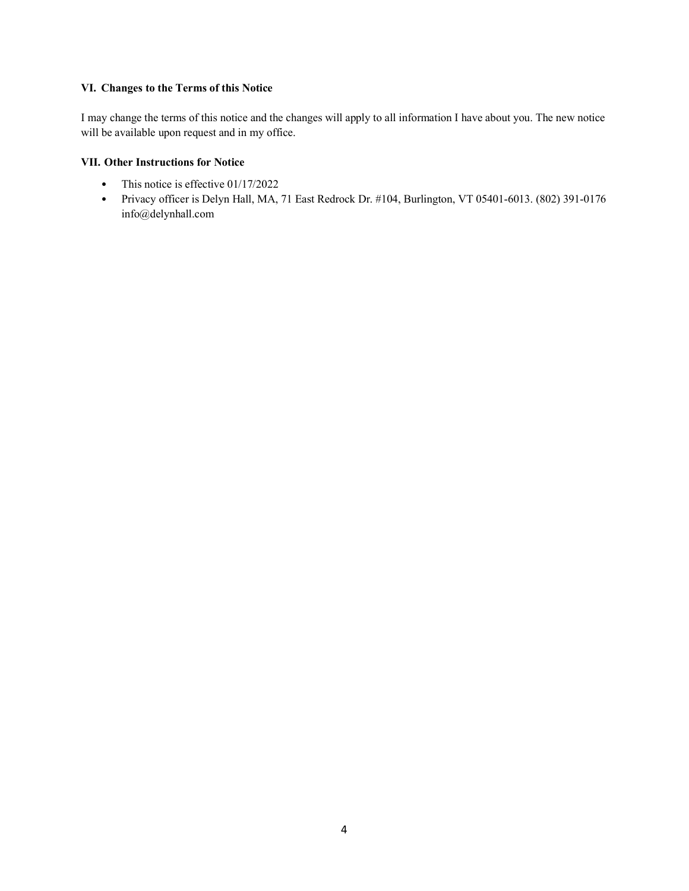### VI. Changes to the Terms of this Notice

I may change the terms of this notice and the changes will apply to all information I have about you. The new notice will be available upon request and in my office.

### VII. Other Instructions for Notice

- This notice is effective 01/17/2022
- Privacy officer is Delyn Hall, MA, 71 East Redrock Dr. #104, Burlington, VT 05401-6013. (802) 391-0176 info@delynhall.com